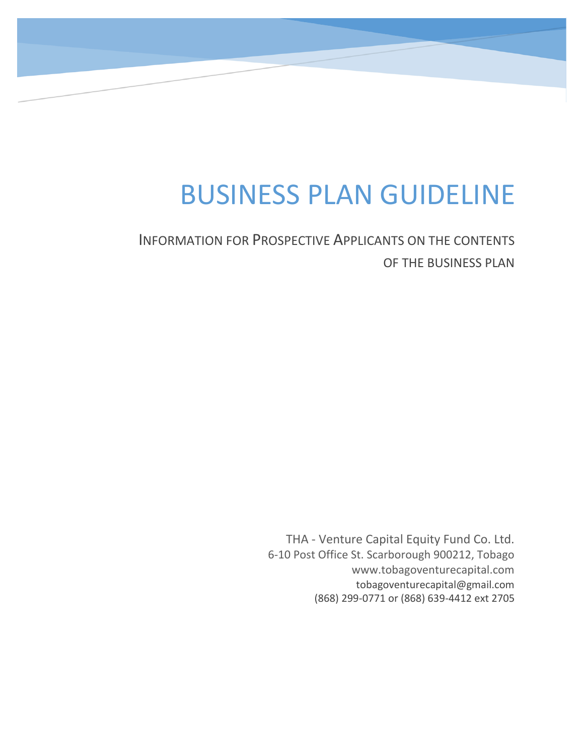# BUSINESS PLAN GUIDELINE

## INFORMATION FOR PROSPECTIVE APPLICANTS ON THE CONTENTS OF THE BUSINESS PLAN

THA - Venture Capital Equity Fund Co. Ltd.
6-10 Post Office St. Scarborough 900212, Tobago
www.tobagoventurecapital.com
tobagoventurecapital@gmail.com
(868) 299-0771 or (868) 639-4412 ext 2705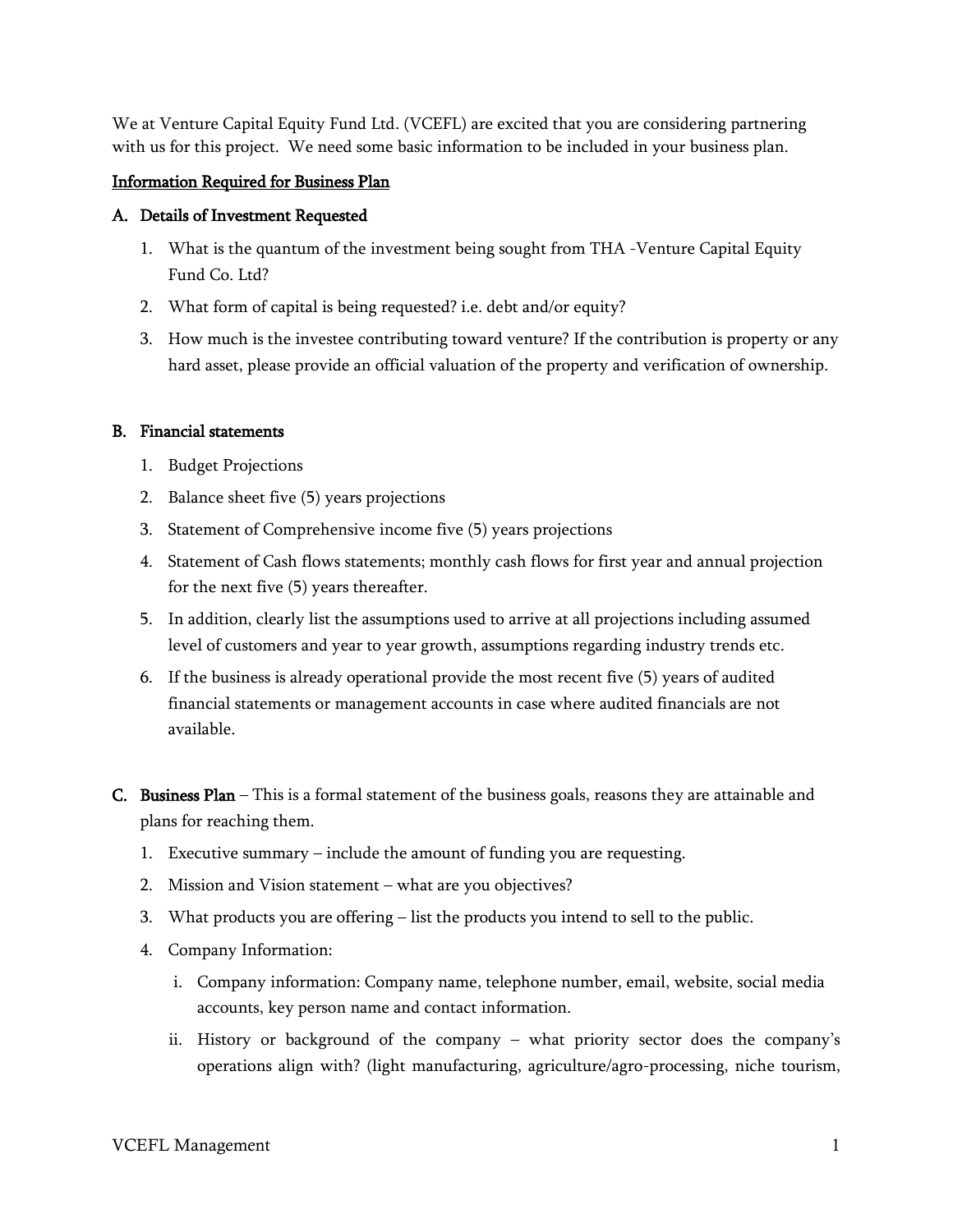We at Venture Capital Equity Fund Ltd. (VCEFL) are excited that you are considering partnering with us for this project. We need some basic information to be included in your business plan.

<u>Information Required for Business Plan</u>

**A. Details of Investment Requested**

1. What is the quantum of the investment being sought from THA -Venture Capital Equity Fund Co. Ltd?
2. What form of capital is being requested? i.e. debt and/or equity?
3. How much is the investee contributing toward venture? If the contribution is property or any hard asset, please provide an official valuation of the property and verification of ownership.

**B. Financial statements**

1. Budget Projections
2. Balance sheet five (5) years projections
3. Statement of Comprehensive income five (5) years projections
4. Statement of Cash flows statements; monthly cash flows for first year and annual projection for the next five (5) years thereafter.
5. In addition, clearly list the assumptions used to arrive at all projections including assumed level of customers and year to year growth, assumptions regarding industry trends etc.
6. If the business is already operational provide the most recent five (5) years of audited financial statements or management accounts in case where audited financials are not available.

**C. Business Plan** – This is a formal statement of the business goals, reasons they are attainable and plans for reaching them.

1. Executive summary – include the amount of funding you are requesting.
2. Mission and Vision statement – what are you objectives?
3. What products you are offering – list the products you intend to sell to the public.
4. Company Information:
   i. Company information: Company name, telephone number, email, website, social media accounts, key person name and contact information.
   ii. History or background of the company – what priority sector does the company's operations align with? (light manufacturing, agriculture/agro-processing, niche tourism,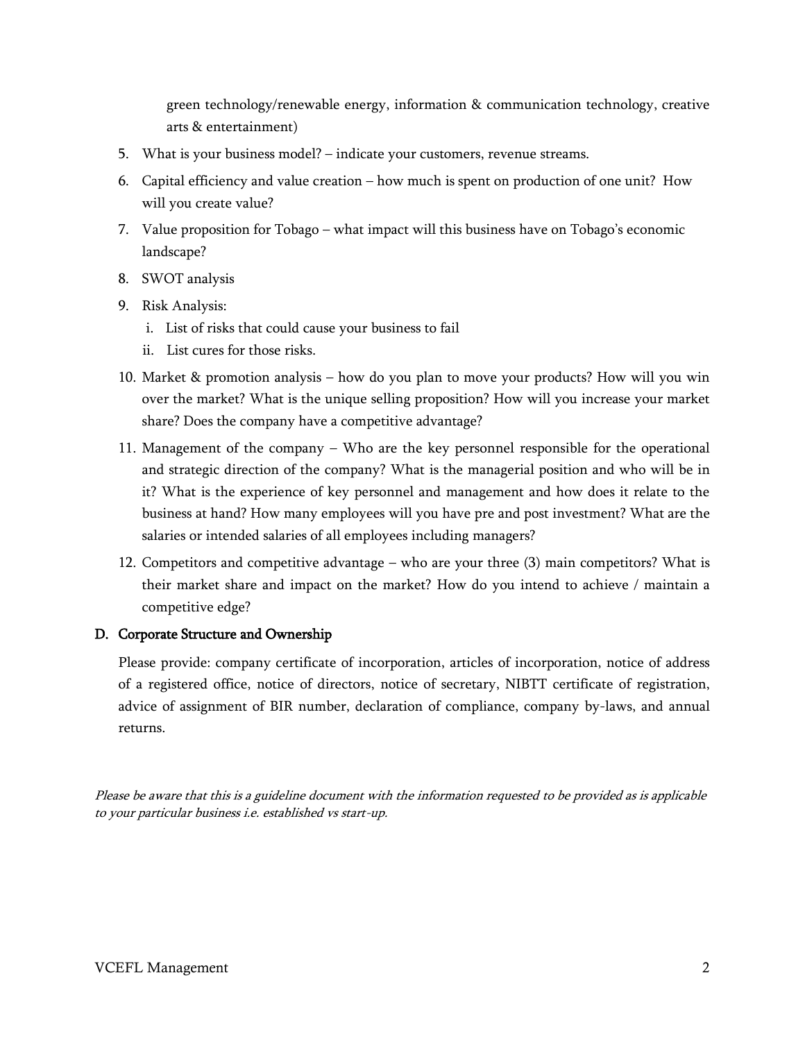green technology/renewable energy, information & communication technology, creative arts & entertainment)

5. What is your business model? – indicate your customers, revenue streams.
6. Capital efficiency and value creation – how much is spent on production of one unit? How will you create value?
7. Value proposition for Tobago – what impact will this business have on Tobago's economic landscape?
8. SWOT analysis
9. Risk Analysis:
   i. List of risks that could cause your business to fail
   ii. List cures for those risks.
10. Market & promotion analysis – how do you plan to move your products? How will you win over the market? What is the unique selling proposition? How will you increase your market share? Does the company have a competitive advantage?
11. Management of the company – Who are the key personnel responsible for the operational and strategic direction of the company? What is the managerial position and who will be in it? What is the experience of key personnel and management and how does it relate to the business at hand? How many employees will you have pre and post investment? What are the salaries or intended salaries of all employees including managers?
12. Competitors and competitive advantage – who are your three (3) main competitors? What is their market share and impact on the market? How do you intend to achieve / maintain a competitive edge?

## D. Corporate Structure and Ownership

Please provide: company certificate of incorporation, articles of incorporation, notice of address of a registered office, notice of directors, notice of secretary, NIBTT certificate of registration, advice of assignment of BIR number, declaration of compliance, company by-laws, and annual returns.

*Please be aware that this is a guideline document with the information requested to be provided as is applicable to your particular business i.e. established vs start-up.*